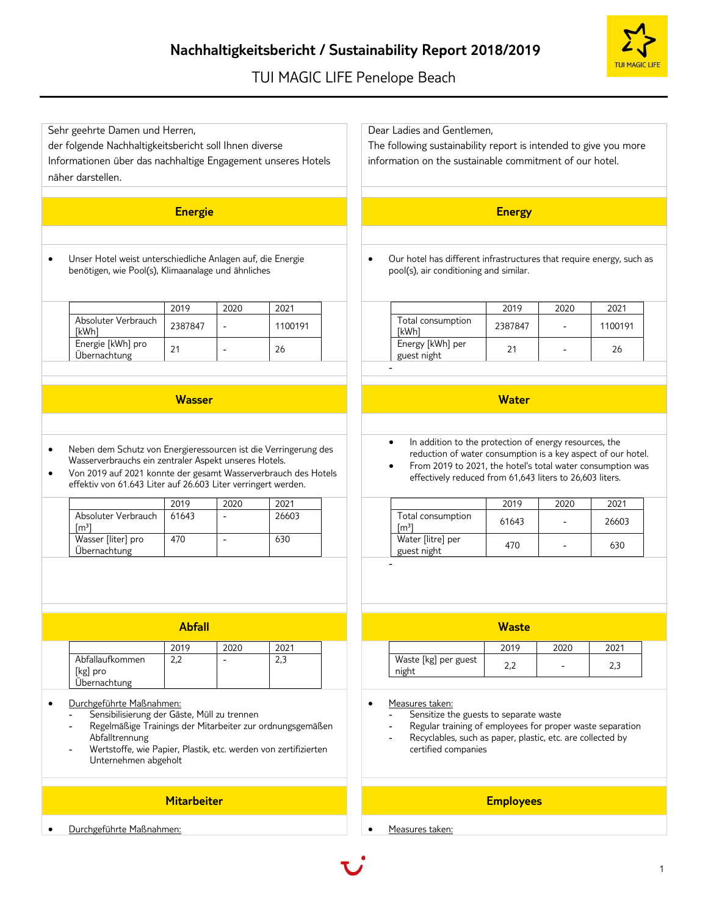# Nachhaltigkeitsbericht / Sustainability Report 2018/2019

TUI MAGIC LIFE Penelope Beach

Sehr geehrte Damen und Herren,
der folgende Nachhaltigkeitsbericht soll Ihnen diverse Informationen über das nachhaltige Engagement unseres Hotels näher darstellen.

## Energie

- Unser Hotel weist unterschiedliche Anlagen auf, die Energie benötigen, wie Pool(s), Klimaanalage und ähnliches

| | 2019 | 2020 | 2021 |
|---|---|---|---|
| Absoluter Verbrauch [kWh] | 2387847 | - | 1100191 |
| Energie [kWh] pro Übernachtung | 21 | - | 26 |

## Wasser

- Neben dem Schutz von Energieressourcen ist die Verringerung des Wasserverbrauchs ein zentraler Aspekt unseres Hotels.
- Von 2019 auf 2021 konnte der gesamt Wasserverbrauch des Hotels effektiv von 61.643 Liter auf 26.603 Liter verringert werden.

| | 2019 | 2020 | 2021 |
|---|---|---|---|
| Absoluter Verbrauch [m³] | 61643 | - | 26603 |
| Wasser [liter] pro Übernachtung | 470 | - | 630 |

## Abfall

| | 2019 | 2020 | 2021 |
|---|---|---|---|
| Abfallaufkommen [kg] pro Übernachtung | 2,2 | - | 2,3 |

- Durchgeführte Maßnahmen:
  - Sensibilisierung der Gäste, Müll zu trennen
  - Regelmäßige Trainings der Mitarbeiter zur ordnungsgemäßen Abfalltrennung
  - Wertstoffe, wie Papier, Plastik, etc. werden von zertifizierten Unternehmen abgeholt

## Mitarbeiter

- Durchgeführte Maßnahmen:

---

Dear Ladies and Gentlemen,
The following sustainability report is intended to give you more information on the sustainable commitment of our hotel.

## Energy

- Our hotel has different infrastructures that require energy, such as pool(s), air conditioning and similar.

| | 2019 | 2020 | 2021 |
|---|---|---|---|
| Total consumption [kWh] | 2387847 | - | 1100191 |
| Energy [kWh] per guest night | 21 | - | 26 |

-

## Water

- In addition to the protection of energy resources, the reduction of water consumption is a key aspect of our hotel.
- From 2019 to 2021, the hotel's total water consumption was effectively reduced from 61,643 liters to 26,603 liters.

| | 2019 | 2020 | 2021 |
|---|---|---|---|
| Total consumption [m³] | 61643 | - | 26603 |
| Water [litre] per guest night | 470 | - | 630 |

-

## Waste

| | 2019 | 2020 | 2021 |
|---|---|---|---|
| Waste [kg] per guest night | 2,2 | - | 2,3 |

- Measures taken:
  - Sensitize the guests to separate waste
  - Regular training of employees for proper waste separation
  - Recyclables, such as paper, plastic, etc. are collected by certified companies

## Employees

- Measures taken: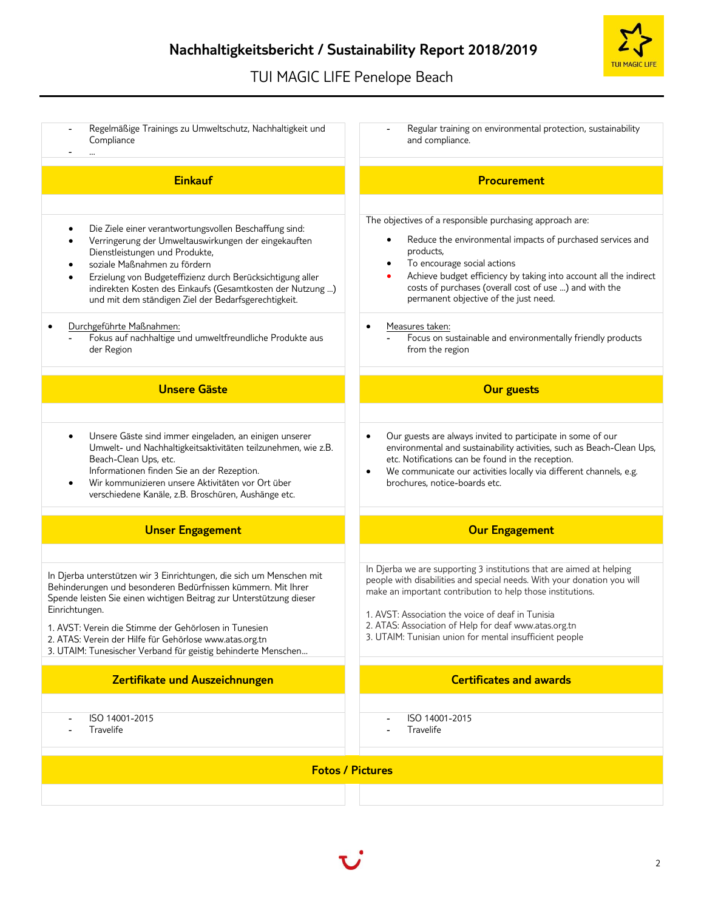- Regelmäßige Trainings zu Umweltschutz, Nachhaltigkeit und Compliance
- ...

- Regular training on environmental protection, sustainability and compliance.

## Einkauf

- Die Ziele einer verantwortungsvollen Beschaffung sind:
- Verringerung der Umweltauswirkungen der eingekauften Dienstleistungen und Produkte,
- soziale Maßnahmen zu fördern
- Erzielung von Budgeteffizienz durch Berücksichtigung aller indirekten Kosten des Einkaufs (Gesamtkosten der Nutzung ...) und mit dem ständigen Ziel der Bedarfsgerechtigkeit.

- Durchgeführte Maßnahmen:
  - Fokus auf nachhaltige und umweltfreundliche Produkte aus der Region

## Procurement

The objectives of a responsible purchasing approach are:

- Reduce the environmental impacts of purchased services and products,
- To encourage social actions
- Achieve budget efficiency by taking into account all the indirect costs of purchases (overall cost of use ...) and with the permanent objective of the just need.

- Measures taken:
  - Focus on sustainable and environmentally friendly products from the region

## Unsere Gäste

- Unsere Gäste sind immer eingeladen, an einigen unserer Umwelt- und Nachhaltigkeitsaktivitäten teilzunehmen, wie z.B. Beach-Clean Ups, etc.
  Informationen finden Sie an der Rezeption.
- Wir kommunizieren unsere Aktivitäten vor Ort über verschiedene Kanäle, z.B. Broschüren, Aushänge etc.

## Our guests

- Our guests are always invited to participate in some of our environmental and sustainability activities, such as Beach-Clean Ups, etc. Notifications can be found in the reception.
- We communicate our activities locally via different channels, e.g. brochures, notice-boards etc.

## Unser Engagement

In Djerba unterstützen wir 3 Einrichtungen, die sich um Menschen mit Behinderungen und besonderen Bedürfnissen kümmern. Mit Ihrer Spende leisten Sie einen wichtigen Beitrag zur Unterstützung dieser Einrichtungen.

1. AVST: Verein die Stimme der Gehörlosen in Tunesien
2. ATAS: Verein der Hilfe für Gehörlose www.atas.org.tn
3. UTAIM: Tunesischer Verband für geistig behinderte Menschen...

## Our Engagement

In Djerba we are supporting 3 institutions that are aimed at helping people with disabilities and special needs. With your donation you will make an important contribution to help those institutions.

1. AVST: Association the voice of deaf in Tunisia
2. ATAS: Association of Help for deaf www.atas.org.tn
3. UTAIM: Tunisian union for mental insufficient people

## Zertifikate und Auszeichnungen

- ISO 14001-2015
- Travelife

## Certificates and awards

- ISO 14001-2015
- Travelife

## Fotos / Pictures